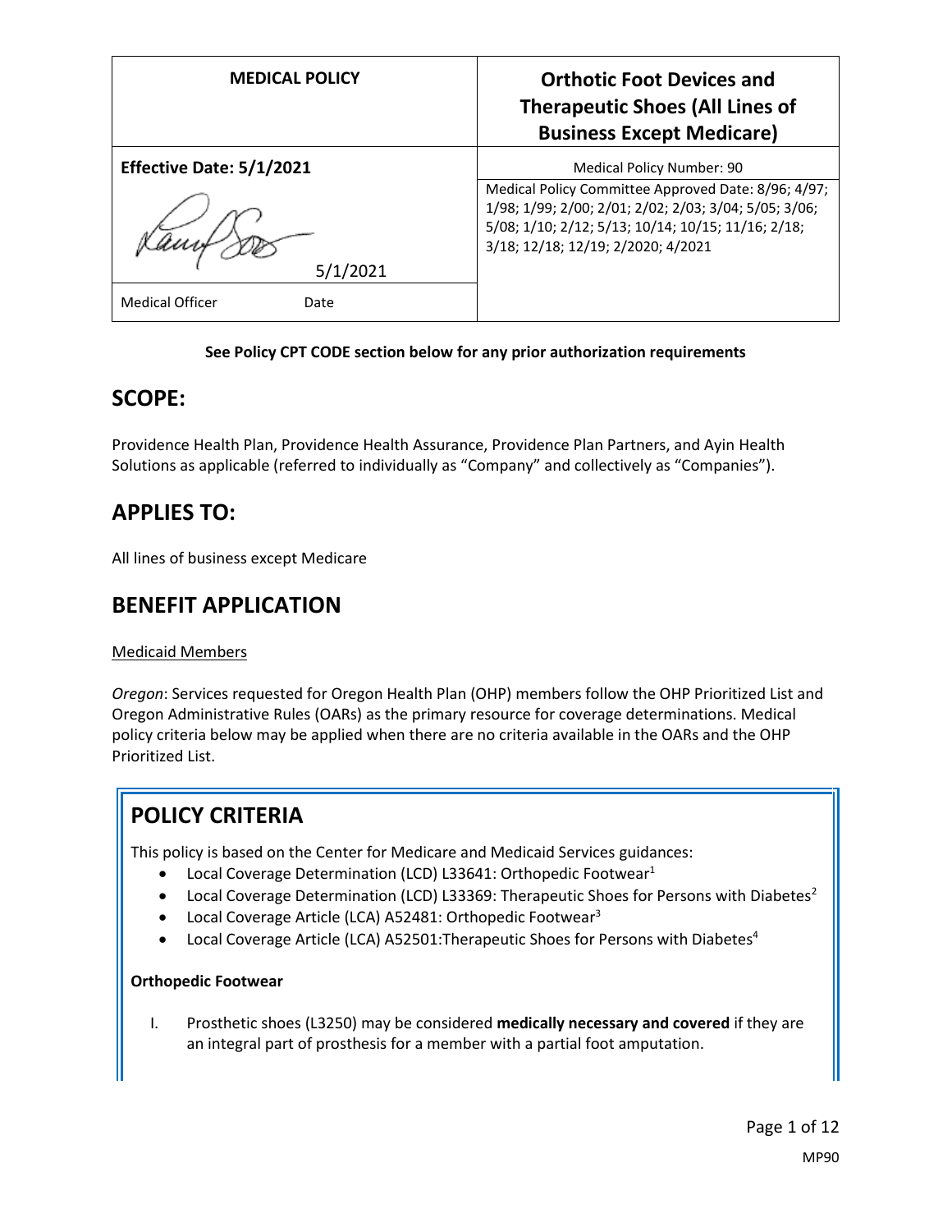| MEDICAL POLICY | Orthotic Foot Devices and Therapeutic Shoes (All Lines of Business Except Medicare) |
|---|---|
| **Effective Date: 5/1/2021** | Medical Policy Number: 90 |
| 5/1/2021 | Medical Policy Committee Approved Date: 8/96; 4/97; 1/98; 1/99; 2/00; 2/01; 2/02; 2/03; 3/04; 5/05; 3/06; 5/08; 1/10; 2/12; 5/13; 10/14; 10/15; 11/16; 2/18; 3/18; 12/18; 12/19; 2/2020; 4/2021 |
| Medical Officer Date | |

**See Policy CPT CODE section below for any prior authorization requirements**

## SCOPE:

Providence Health Plan, Providence Health Assurance, Providence Plan Partners, and Ayin Health Solutions as applicable (referred to individually as "Company" and collectively as "Companies").

## APPLIES TO:

All lines of business except Medicare

## BENEFIT APPLICATION

Medicaid Members

*Oregon*: Services requested for Oregon Health Plan (OHP) members follow the OHP Prioritized List and Oregon Administrative Rules (OARs) as the primary resource for coverage determinations. Medical policy criteria below may be applied when there are no criteria available in the OARs and the OHP Prioritized List.

## POLICY CRITERIA

This policy is based on the Center for Medicare and Medicaid Services guidances:

- Local Coverage Determination (LCD) L33641: Orthopedic Footwear[1]
- Local Coverage Determination (LCD) L33369: Therapeutic Shoes for Persons with Diabetes[2]
- Local Coverage Article (LCA) A52481: Orthopedic Footwear[3]
- Local Coverage Article (LCA) A52501:Therapeutic Shoes for Persons with Diabetes[4]

**Orthopedic Footwear**

I. Prosthetic shoes (L3250) may be considered **medically necessary and covered** if they are an integral part of prosthesis for a member with a partial foot amputation.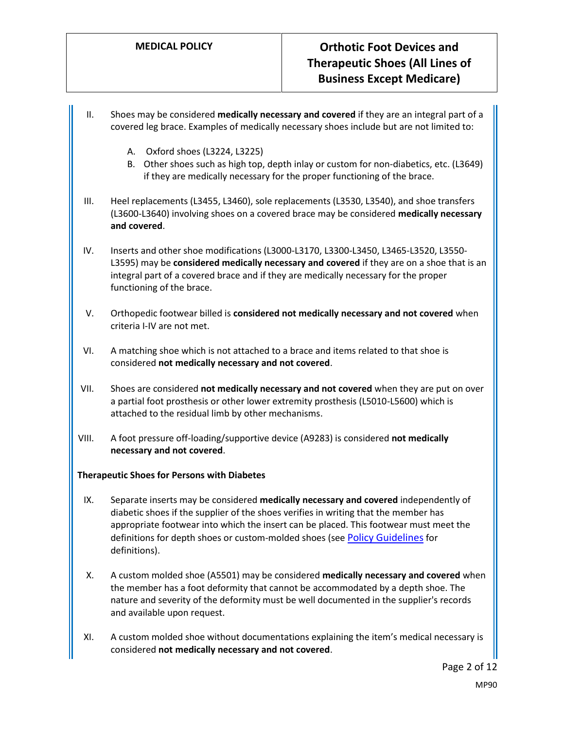II. Shoes may be considered **medically necessary and covered** if they are an integral part of a covered leg brace. Examples of medically necessary shoes include but are not limited to:

   A. Oxford shoes (L3224, L3225)
   B. Other shoes such as high top, depth inlay or custom for non-diabetics, etc. (L3649) if they are medically necessary for the proper functioning of the brace.

III. Heel replacements (L3455, L3460), sole replacements (L3530, L3540), and shoe transfers (L3600-L3640) involving shoes on a covered brace may be considered **medically necessary and covered**.

IV. Inserts and other shoe modifications (L3000-L3170, L3300-L3450, L3465-L3520, L3550-L3595) may be **considered medically necessary and covered** if they are on a shoe that is an integral part of a covered brace and if they are medically necessary for the proper functioning of the brace.

V. Orthopedic footwear billed is **considered not medically necessary and not covered** when criteria I-IV are not met.

VI. A matching shoe which is not attached to a brace and items related to that shoe is considered **not medically necessary and not covered**.

VII. Shoes are considered **not medically necessary and not covered** when they are put on over a partial foot prosthesis or other lower extremity prosthesis (L5010-L5600) which is attached to the residual limb by other mechanisms.

VIII. A foot pressure off-loading/supportive device (A9283) is considered **not medically necessary and not covered**.

**Therapeutic Shoes for Persons with Diabetes**

IX. Separate inserts may be considered **medically necessary and covered** independently of diabetic shoes if the supplier of the shoes verifies in writing that the member has appropriate footwear into which the insert can be placed. This footwear must meet the definitions for depth shoes or custom-molded shoes (see Policy Guidelines for definitions).

X. A custom molded shoe (A5501) may be considered **medically necessary and covered** when the member has a foot deformity that cannot be accommodated by a depth shoe. The nature and severity of the deformity must be well documented in the supplier's records and available upon request.

XI. A custom molded shoe without documentations explaining the item's medical necessary is considered **not medically necessary and not covered**.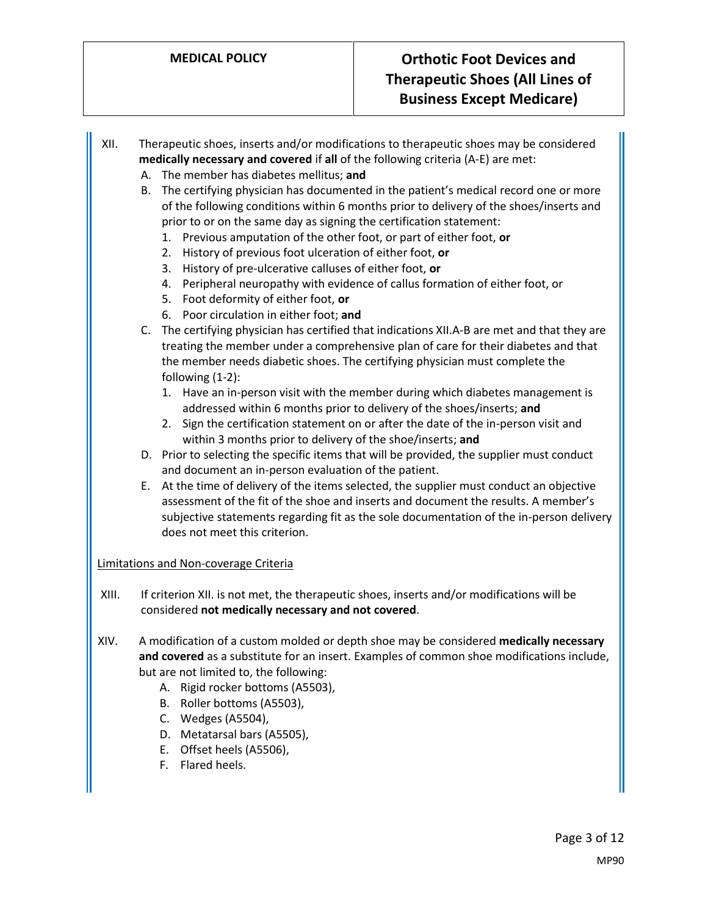XII. Therapeutic shoes, inserts and/or modifications to therapeutic shoes may be considered **medically necessary and covered** if **all** of the following criteria (A-E) are met:

   A. The member has diabetes mellitus; **and**

   B. The certifying physician has documented in the patient's medical record one or more of the following conditions within 6 months prior to delivery of the shoes/inserts and prior to or on the same day as signing the certification statement:
      1. Previous amputation of the other foot, or part of either foot, **or**
      2. History of previous foot ulceration of either foot, **or**
      3. History of pre-ulcerative calluses of either foot, **or**
      4. Peripheral neuropathy with evidence of callus formation of either foot, or
      5. Foot deformity of either foot, **or**
      6. Poor circulation in either foot; **and**

   C. The certifying physician has certified that indications XII.A-B are met and that they are treating the member under a comprehensive plan of care for their diabetes and that the member needs diabetic shoes. The certifying physician must complete the following (1-2):
      1. Have an in-person visit with the member during which diabetes management is addressed within 6 months prior to delivery of the shoes/inserts; **and**
      2. Sign the certification statement on or after the date of the in-person visit and within 3 months prior to delivery of the shoe/inserts; **and**

   D. Prior to selecting the specific items that will be provided, the supplier must conduct and document an in-person evaluation of the patient.

   E. At the time of delivery of the items selected, the supplier must conduct an objective assessment of the fit of the shoe and inserts and document the results. A member's subjective statements regarding fit as the sole documentation of the in-person delivery does not meet this criterion.

<u>Limitations and Non-coverage Criteria</u>

XIII. If criterion XII. is not met, the therapeutic shoes, inserts and/or modifications will be considered **not medically necessary and not covered**.

XIV. A modification of a custom molded or depth shoe may be considered **medically necessary and covered** as a substitute for an insert. Examples of common shoe modifications include, but are not limited to, the following:

   A. Rigid rocker bottoms (A5503),
   B. Roller bottoms (A5503),
   C. Wedges (A5504),
   D. Metatarsal bars (A5505),
   E. Offset heels (A5506),
   F. Flared heels.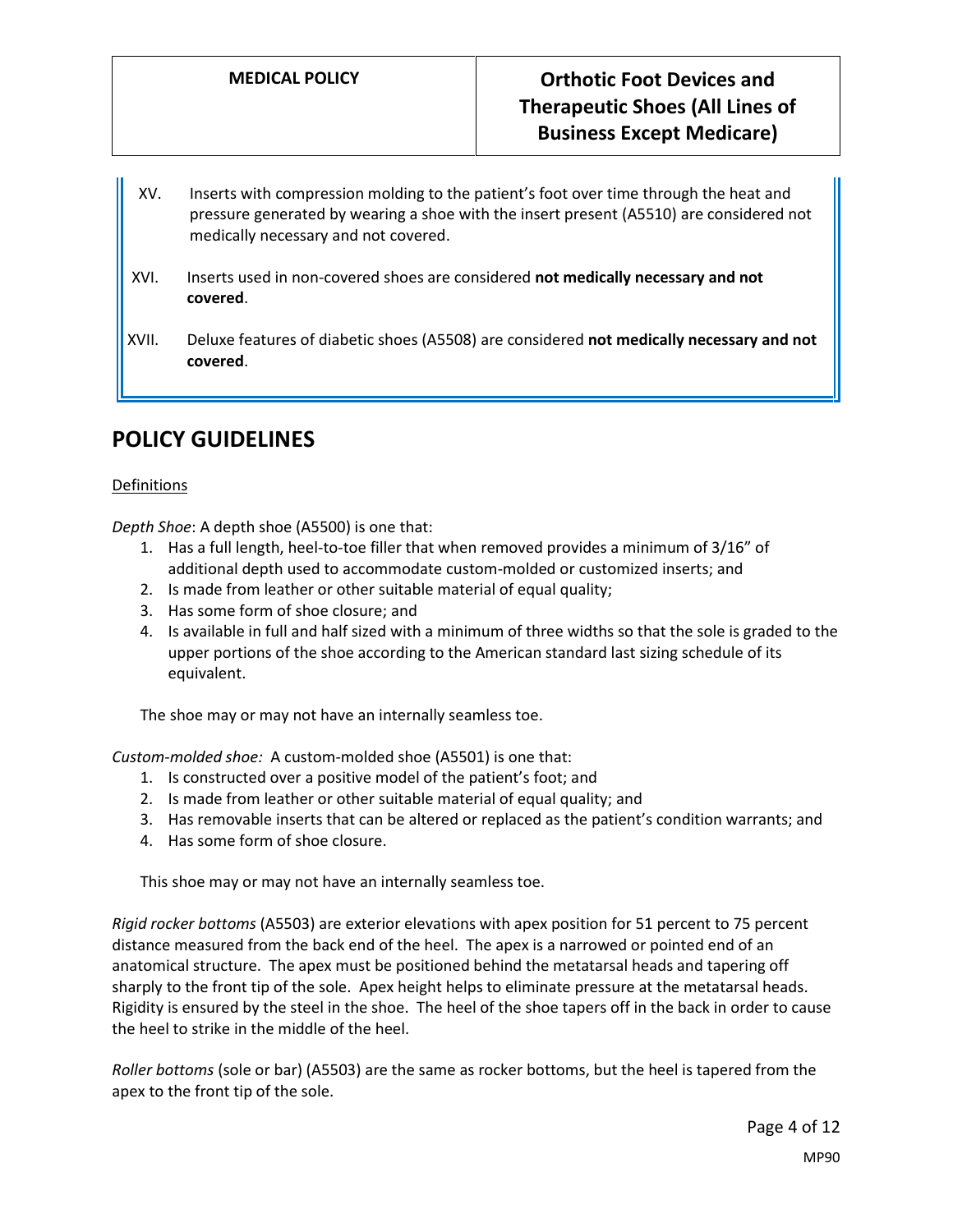XV. Inserts with compression molding to the patient's foot over time through the heat and pressure generated by wearing a shoe with the insert present (A5510) are considered not medically necessary and not covered.

XVI. Inserts used in non-covered shoes are considered **not medically necessary and not covered**.

XVII. Deluxe features of diabetic shoes (A5508) are considered **not medically necessary and not covered**.

## POLICY GUIDELINES

Definitions

*Depth Shoe*: A depth shoe (A5500) is one that:

1. Has a full length, heel-to-toe filler that when removed provides a minimum of 3/16" of additional depth used to accommodate custom-molded or customized inserts; and
2. Is made from leather or other suitable material of equal quality;
3. Has some form of shoe closure; and
4. Is available in full and half sized with a minimum of three widths so that the sole is graded to the upper portions of the shoe according to the American standard last sizing schedule of its equivalent.

The shoe may or may not have an internally seamless toe.

*Custom-molded shoe:* A custom-molded shoe (A5501) is one that:

1. Is constructed over a positive model of the patient's foot; and
2. Is made from leather or other suitable material of equal quality; and
3. Has removable inserts that can be altered or replaced as the patient's condition warrants; and
4. Has some form of shoe closure.

This shoe may or may not have an internally seamless toe.

*Rigid rocker bottoms* (A5503) are exterior elevations with apex position for 51 percent to 75 percent distance measured from the back end of the heel. The apex is a narrowed or pointed end of an anatomical structure. The apex must be positioned behind the metatarsal heads and tapering off sharply to the front tip of the sole. Apex height helps to eliminate pressure at the metatarsal heads. Rigidity is ensured by the steel in the shoe. The heel of the shoe tapers off in the back in order to cause the heel to strike in the middle of the heel.

*Roller bottoms* (sole or bar) (A5503) are the same as rocker bottoms, but the heel is tapered from the apex to the front tip of the sole.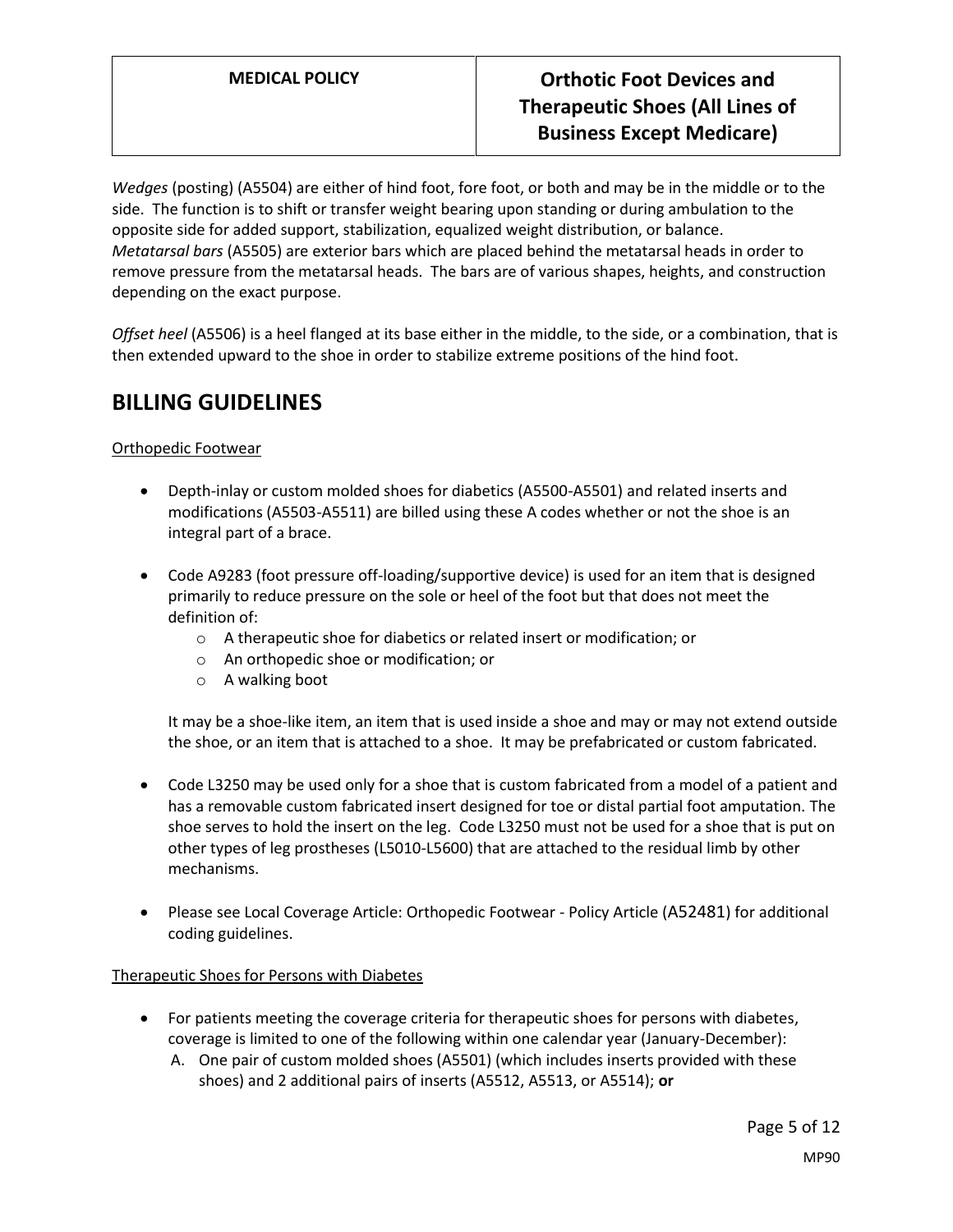*Wedges* (posting) (A5504) are either of hind foot, fore foot, or both and may be in the middle or to the side. The function is to shift or transfer weight bearing upon standing or during ambulation to the opposite side for added support, stabilization, equalized weight distribution, or balance.
*Metatarsal bars* (A5505) are exterior bars which are placed behind the metatarsal heads in order to remove pressure from the metatarsal heads. The bars are of various shapes, heights, and construction depending on the exact purpose.

*Offset heel* (A5506) is a heel flanged at its base either in the middle, to the side, or a combination, that is then extended upward to the shoe in order to stabilize extreme positions of the hind foot.

## BILLING GUIDELINES

<u>Orthopedic Footwear</u>

- Depth-inlay or custom molded shoes for diabetics (A5500-A5501) and related inserts and modifications (A5503-A5511) are billed using these A codes whether or not the shoe is an integral part of a brace.

- Code A9283 (foot pressure off-loading/supportive device) is used for an item that is designed primarily to reduce pressure on the sole or heel of the foot but that does not meet the definition of:
  - A therapeutic shoe for diabetics or related insert or modification; or
  - An orthopedic shoe or modification; or
  - A walking boot

  It may be a shoe-like item, an item that is used inside a shoe and may or may not extend outside the shoe, or an item that is attached to a shoe. It may be prefabricated or custom fabricated.

- Code L3250 may be used only for a shoe that is custom fabricated from a model of a patient and has a removable custom fabricated insert designed for toe or distal partial foot amputation. The shoe serves to hold the insert on the leg. Code L3250 must not be used for a shoe that is put on other types of leg prostheses (L5010-L5600) that are attached to the residual limb by other mechanisms.

- Please see Local Coverage Article: Orthopedic Footwear - Policy Article (A52481) for additional coding guidelines.

<u>Therapeutic Shoes for Persons with Diabetes</u>

- For patients meeting the coverage criteria for therapeutic shoes for persons with diabetes, coverage is limited to one of the following within one calendar year (January-December):
  A. One pair of custom molded shoes (A5501) (which includes inserts provided with these shoes) and 2 additional pairs of inserts (A5512, A5513, or A5514); **or**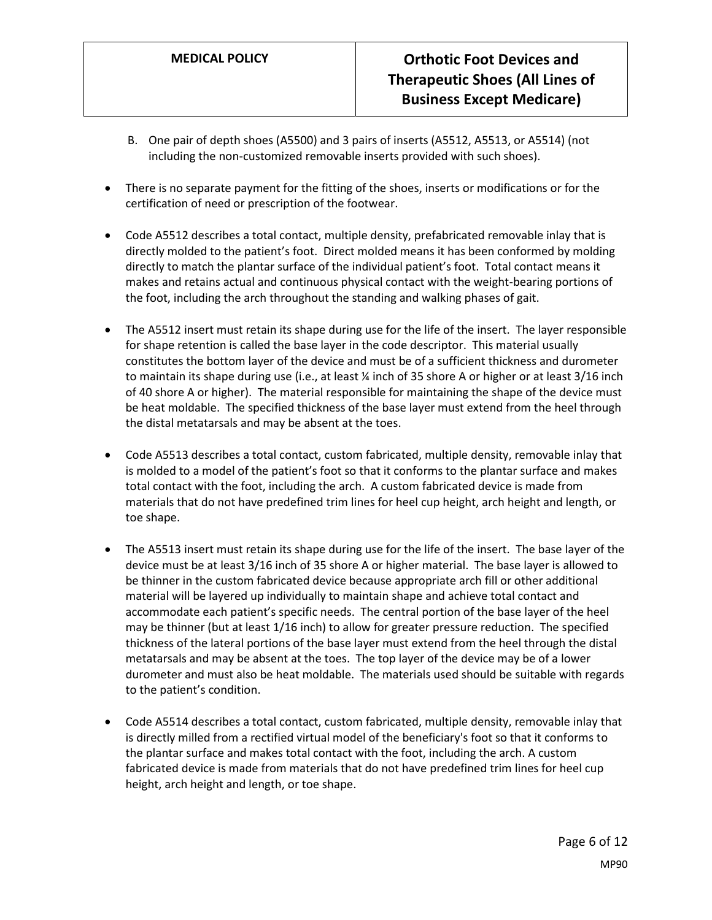B. One pair of depth shoes (A5500) and 3 pairs of inserts (A5512, A5513, or A5514) (not including the non-customized removable inserts provided with such shoes).

- There is no separate payment for the fitting of the shoes, inserts or modifications or for the certification of need or prescription of the footwear.
- Code A5512 describes a total contact, multiple density, prefabricated removable inlay that is directly molded to the patient's foot. Direct molded means it has been conformed by molding directly to match the plantar surface of the individual patient's foot. Total contact means it makes and retains actual and continuous physical contact with the weight-bearing portions of the foot, including the arch throughout the standing and walking phases of gait.
- The A5512 insert must retain its shape during use for the life of the insert. The layer responsible for shape retention is called the base layer in the code descriptor. This material usually constitutes the bottom layer of the device and must be of a sufficient thickness and durometer to maintain its shape during use (i.e., at least ¼ inch of 35 shore A or higher or at least 3/16 inch of 40 shore A or higher). The material responsible for maintaining the shape of the device must be heat moldable. The specified thickness of the base layer must extend from the heel through the distal metatarsals and may be absent at the toes.
- Code A5513 describes a total contact, custom fabricated, multiple density, removable inlay that is molded to a model of the patient's foot so that it conforms to the plantar surface and makes total contact with the foot, including the arch. A custom fabricated device is made from materials that do not have predefined trim lines for heel cup height, arch height and length, or toe shape.
- The A5513 insert must retain its shape during use for the life of the insert. The base layer of the device must be at least 3/16 inch of 35 shore A or higher material. The base layer is allowed to be thinner in the custom fabricated device because appropriate arch fill or other additional material will be layered up individually to maintain shape and achieve total contact and accommodate each patient's specific needs. The central portion of the base layer of the heel may be thinner (but at least 1/16 inch) to allow for greater pressure reduction. The specified thickness of the lateral portions of the base layer must extend from the heel through the distal metatarsals and may be absent at the toes. The top layer of the device may be of a lower durometer and must also be heat moldable. The materials used should be suitable with regards to the patient's condition.
- Code A5514 describes a total contact, custom fabricated, multiple density, removable inlay that is directly milled from a rectified virtual model of the beneficiary's foot so that it conforms to the plantar surface and makes total contact with the foot, including the arch. A custom fabricated device is made from materials that do not have predefined trim lines for heel cup height, arch height and length, or toe shape.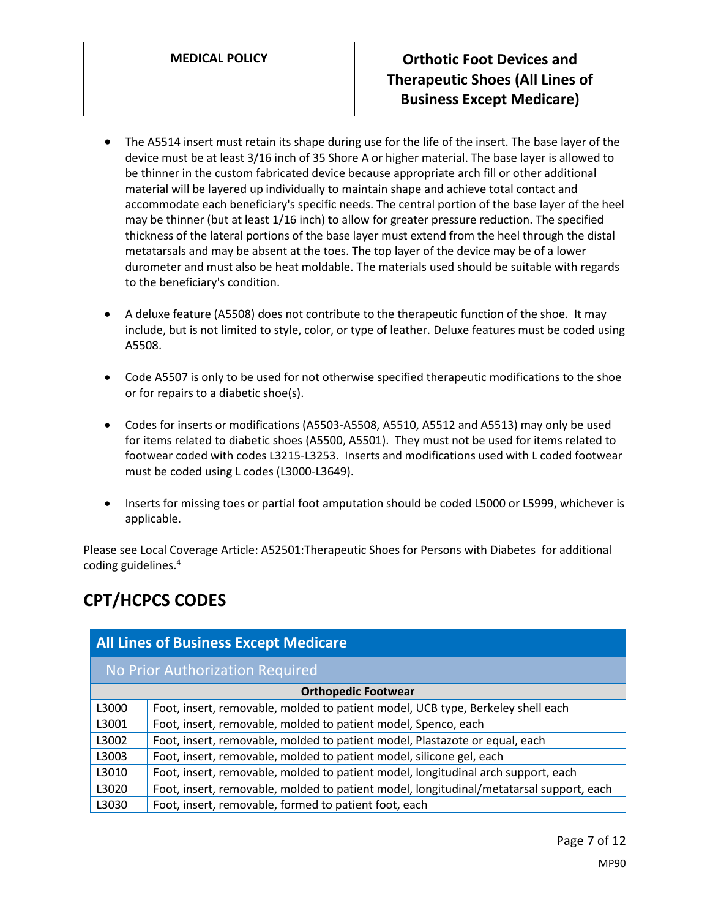- The A5514 insert must retain its shape during use for the life of the insert. The base layer of the device must be at least 3/16 inch of 35 Shore A or higher material. The base layer is allowed to be thinner in the custom fabricated device because appropriate arch fill or other additional material will be layered up individually to maintain shape and achieve total contact and accommodate each beneficiary's specific needs. The central portion of the base layer of the heel may be thinner (but at least 1/16 inch) to allow for greater pressure reduction. The specified thickness of the lateral portions of the base layer must extend from the heel through the distal metatarsals and may be absent at the toes. The top layer of the device may be of a lower durometer and must also be heat moldable. The materials used should be suitable with regards to the beneficiary's condition.

- A deluxe feature (A5508) does not contribute to the therapeutic function of the shoe. It may include, but is not limited to style, color, or type of leather. Deluxe features must be coded using A5508.

- Code A5507 is only to be used for not otherwise specified therapeutic modifications to the shoe or for repairs to a diabetic shoe(s).

- Codes for inserts or modifications (A5503-A5508, A5510, A5512 and A5513) may only be used for items related to diabetic shoes (A5500, A5501). They must not be used for items related to footwear coded with codes L3215-L3253. Inserts and modifications used with L coded footwear must be coded using L codes (L3000-L3649).

- Inserts for missing toes or partial foot amputation should be coded L5000 or L5999, whichever is applicable.

Please see Local Coverage Article: A52501:Therapeutic Shoes for Persons with Diabetes for additional coding guidelines.[4]

## CPT/HCPCS CODES

| All Lines of Business Except Medicare | |
|---|---|
| No Prior Authorization Required | |
| **Orthopedic Footwear** | |
| L3000 | Foot, insert, removable, molded to patient model, UCB type, Berkeley shell each |
| L3001 | Foot, insert, removable, molded to patient model, Spenco, each |
| L3002 | Foot, insert, removable, molded to patient model, Plastazote or equal, each |
| L3003 | Foot, insert, removable, molded to patient model, silicone gel, each |
| L3010 | Foot, insert, removable, molded to patient model, longitudinal arch support, each |
| L3020 | Foot, insert, removable, molded to patient model, longitudinal/metatarsal support, each |
| L3030 | Foot, insert, removable, formed to patient foot, each |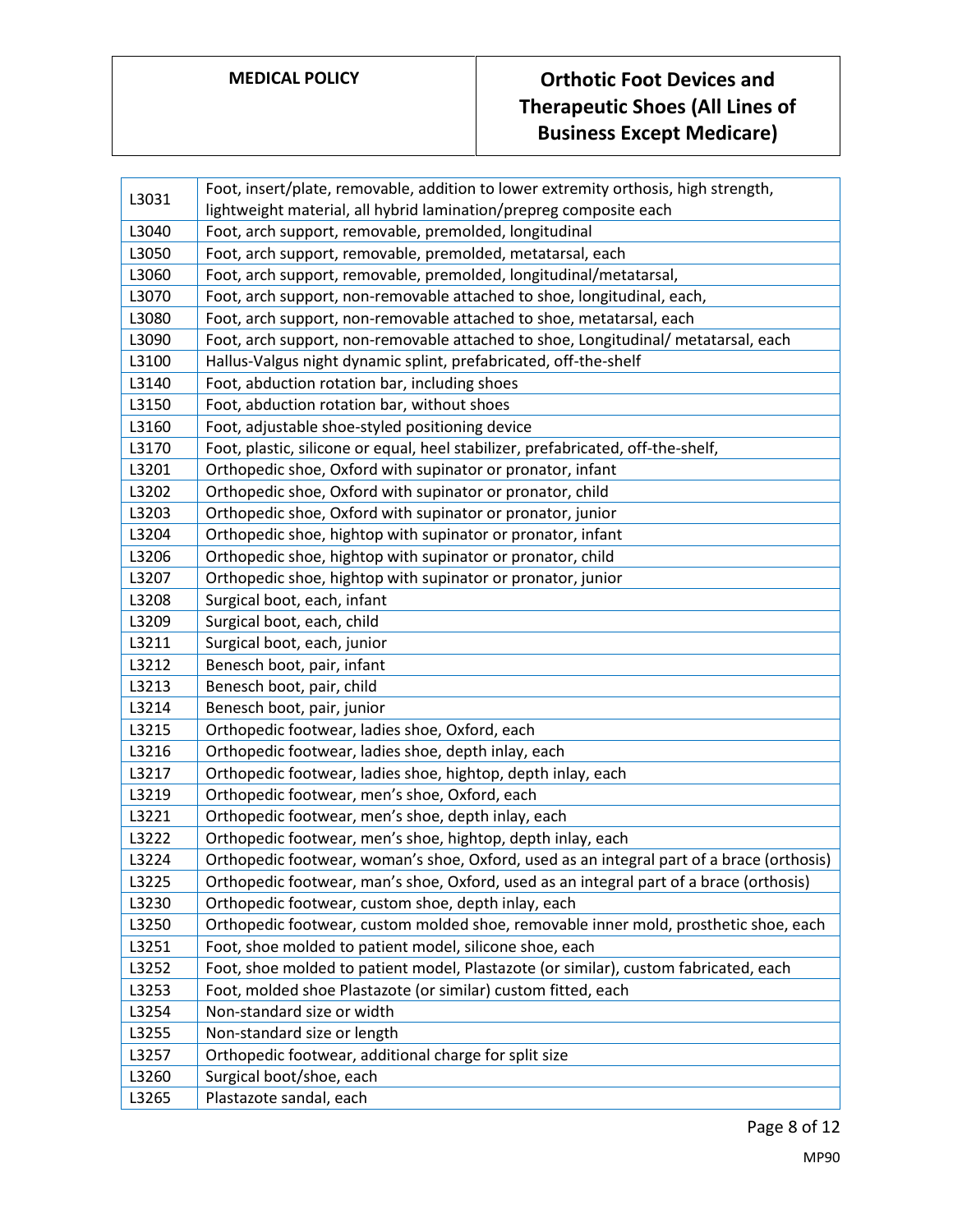| L3031 | Foot, insert/plate, removable, addition to lower extremity orthosis, high strength, lightweight material, all hybrid lamination/prepreg composite each |
|---|---|
| L3040 | Foot, arch support, removable, premolded, longitudinal |
| L3050 | Foot, arch support, removable, premolded, metatarsal, each |
| L3060 | Foot, arch support, removable, premolded, longitudinal/metatarsal, |
| L3070 | Foot, arch support, non-removable attached to shoe, longitudinal, each, |
| L3080 | Foot, arch support, non-removable attached to shoe, metatarsal, each |
| L3090 | Foot, arch support, non-removable attached to shoe, Longitudinal/ metatarsal, each |
| L3100 | Hallus-Valgus night dynamic splint, prefabricated, off-the-shelf |
| L3140 | Foot, abduction rotation bar, including shoes |
| L3150 | Foot, abduction rotation bar, without shoes |
| L3160 | Foot, adjustable shoe-styled positioning device |
| L3170 | Foot, plastic, silicone or equal, heel stabilizer, prefabricated, off-the-shelf, |
| L3201 | Orthopedic shoe, Oxford with supinator or pronator, infant |
| L3202 | Orthopedic shoe, Oxford with supinator or pronator, child |
| L3203 | Orthopedic shoe, Oxford with supinator or pronator, junior |
| L3204 | Orthopedic shoe, hightop with supinator or pronator, infant |
| L3206 | Orthopedic shoe, hightop with supinator or pronator, child |
| L3207 | Orthopedic shoe, hightop with supinator or pronator, junior |
| L3208 | Surgical boot, each, infant |
| L3209 | Surgical boot, each, child |
| L3211 | Surgical boot, each, junior |
| L3212 | Benesch boot, pair, infant |
| L3213 | Benesch boot, pair, child |
| L3214 | Benesch boot, pair, junior |
| L3215 | Orthopedic footwear, ladies shoe, Oxford, each |
| L3216 | Orthopedic footwear, ladies shoe, depth inlay, each |
| L3217 | Orthopedic footwear, ladies shoe, hightop, depth inlay, each |
| L3219 | Orthopedic footwear, men's shoe, Oxford, each |
| L3221 | Orthopedic footwear, men's shoe, depth inlay, each |
| L3222 | Orthopedic footwear, men's shoe, hightop, depth inlay, each |
| L3224 | Orthopedic footwear, woman's shoe, Oxford, used as an integral part of a brace (orthosis) |
| L3225 | Orthopedic footwear, man's shoe, Oxford, used as an integral part of a brace (orthosis) |
| L3230 | Orthopedic footwear, custom shoe, depth inlay, each |
| L3250 | Orthopedic footwear, custom molded shoe, removable inner mold, prosthetic shoe, each |
| L3251 | Foot, shoe molded to patient model, silicone shoe, each |
| L3252 | Foot, shoe molded to patient model, Plastazote (or similar), custom fabricated, each |
| L3253 | Foot, molded shoe Plastazote (or similar) custom fitted, each |
| L3254 | Non-standard size or width |
| L3255 | Non-standard size or length |
| L3257 | Orthopedic footwear, additional charge for split size |
| L3260 | Surgical boot/shoe, each |
| L3265 | Plastazote sandal, each |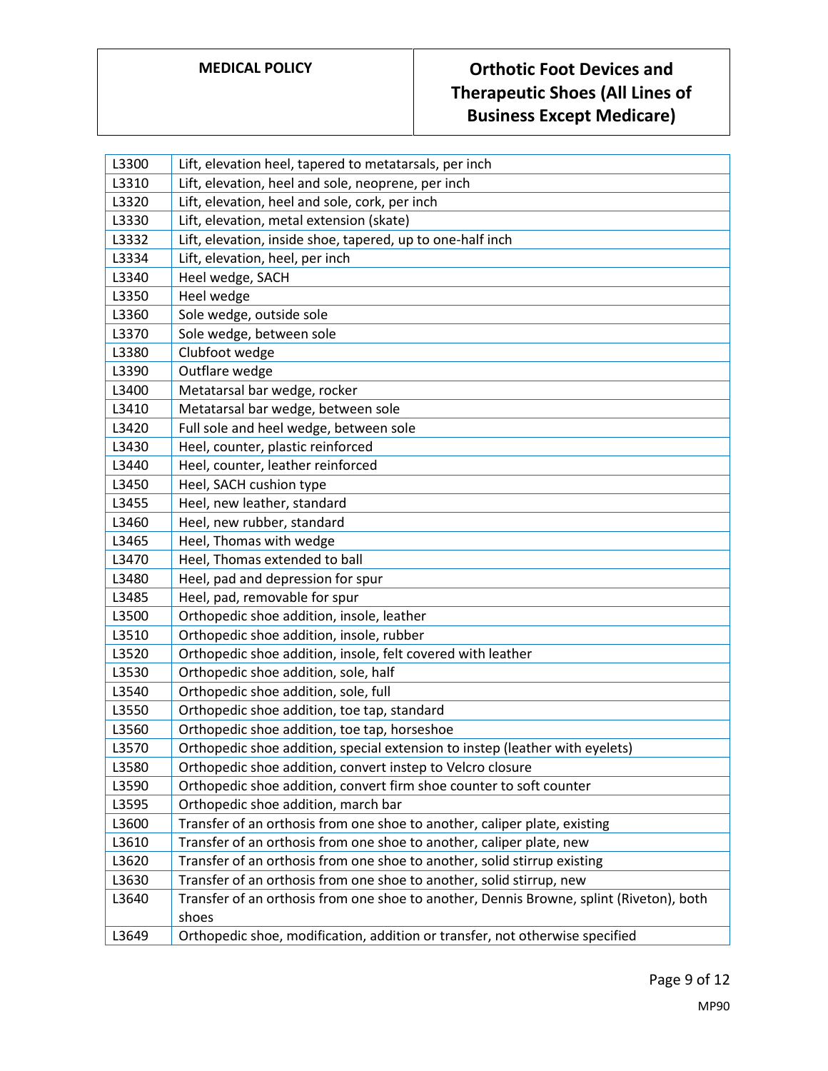| | |
|---|---|
| L3300 | Lift, elevation heel, tapered to metatarsals, per inch |
| L3310 | Lift, elevation, heel and sole, neoprene, per inch |
| L3320 | Lift, elevation, heel and sole, cork, per inch |
| L3330 | Lift, elevation, metal extension (skate) |
| L3332 | Lift, elevation, inside shoe, tapered, up to one-half inch |
| L3334 | Lift, elevation, heel, per inch |
| L3340 | Heel wedge, SACH |
| L3350 | Heel wedge |
| L3360 | Sole wedge, outside sole |
| L3370 | Sole wedge, between sole |
| L3380 | Clubfoot wedge |
| L3390 | Outflare wedge |
| L3400 | Metatarsal bar wedge, rocker |
| L3410 | Metatarsal bar wedge, between sole |
| L3420 | Full sole and heel wedge, between sole |
| L3430 | Heel, counter, plastic reinforced |
| L3440 | Heel, counter, leather reinforced |
| L3450 | Heel, SACH cushion type |
| L3455 | Heel, new leather, standard |
| L3460 | Heel, new rubber, standard |
| L3465 | Heel, Thomas with wedge |
| L3470 | Heel, Thomas extended to ball |
| L3480 | Heel, pad and depression for spur |
| L3485 | Heel, pad, removable for spur |
| L3500 | Orthopedic shoe addition, insole, leather |
| L3510 | Orthopedic shoe addition, insole, rubber |
| L3520 | Orthopedic shoe addition, insole, felt covered with leather |
| L3530 | Orthopedic shoe addition, sole, half |
| L3540 | Orthopedic shoe addition, sole, full |
| L3550 | Orthopedic shoe addition, toe tap, standard |
| L3560 | Orthopedic shoe addition, toe tap, horseshoe |
| L3570 | Orthopedic shoe addition, special extension to instep (leather with eyelets) |
| L3580 | Orthopedic shoe addition, convert instep to Velcro closure |
| L3590 | Orthopedic shoe addition, convert firm shoe counter to soft counter |
| L3595 | Orthopedic shoe addition, march bar |
| L3600 | Transfer of an orthosis from one shoe to another, caliper plate, existing |
| L3610 | Transfer of an orthosis from one shoe to another, caliper plate, new |
| L3620 | Transfer of an orthosis from one shoe to another, solid stirrup existing |
| L3630 | Transfer of an orthosis from one shoe to another, solid stirrup, new |
| L3640 | Transfer of an orthosis from one shoe to another, Dennis Browne, splint (Riveton), both shoes |
| L3649 | Orthopedic shoe, modification, addition or transfer, not otherwise specified |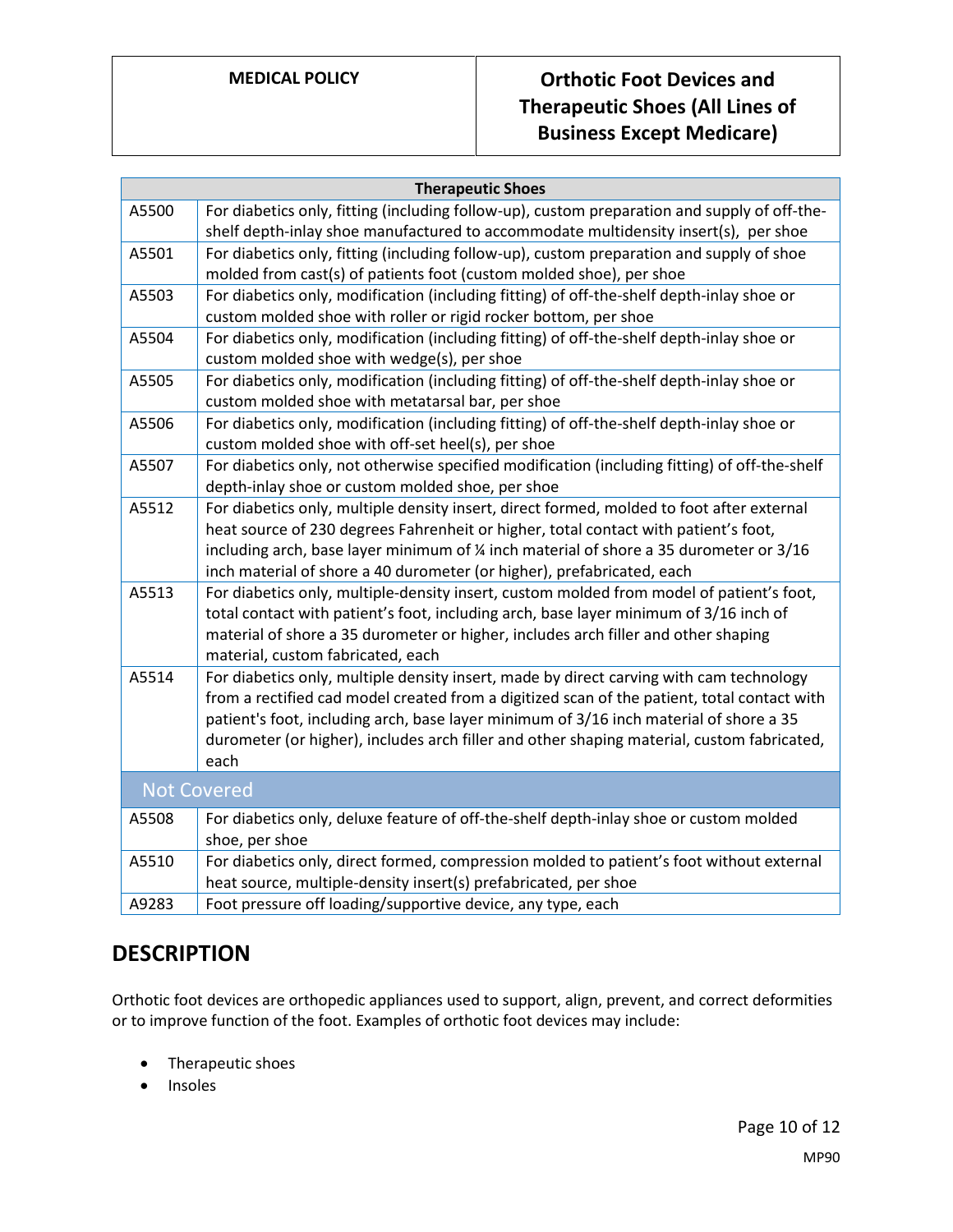| Therapeutic Shoes | |
|---|---|
| A5500 | For diabetics only, fitting (including follow-up), custom preparation and supply of off-the-shelf depth-inlay shoe manufactured to accommodate multidensity insert(s), per shoe |
| A5501 | For diabetics only, fitting (including follow-up), custom preparation and supply of shoe molded from cast(s) of patients foot (custom molded shoe), per shoe |
| A5503 | For diabetics only, modification (including fitting) of off-the-shelf depth-inlay shoe or custom molded shoe with roller or rigid rocker bottom, per shoe |
| A5504 | For diabetics only, modification (including fitting) of off-the-shelf depth-inlay shoe or custom molded shoe with wedge(s), per shoe |
| A5505 | For diabetics only, modification (including fitting) of off-the-shelf depth-inlay shoe or custom molded shoe with metatarsal bar, per shoe |
| A5506 | For diabetics only, modification (including fitting) of off-the-shelf depth-inlay shoe or custom molded shoe with off-set heel(s), per shoe |
| A5507 | For diabetics only, not otherwise specified modification (including fitting) of off-the-shelf depth-inlay shoe or custom molded shoe, per shoe |
| A5512 | For diabetics only, multiple density insert, direct formed, molded to foot after external heat source of 230 degrees Fahrenheit or higher, total contact with patient's foot, including arch, base layer minimum of ¼ inch material of shore a 35 durometer or 3/16 inch material of shore a 40 durometer (or higher), prefabricated, each |
| A5513 | For diabetics only, multiple-density insert, custom molded from model of patient's foot, total contact with patient's foot, including arch, base layer minimum of 3/16 inch of material of shore a 35 durometer or higher, includes arch filler and other shaping material, custom fabricated, each |
| A5514 | For diabetics only, multiple density insert, made by direct carving with cam technology from a rectified cad model created from a digitized scan of the patient, total contact with patient's foot, including arch, base layer minimum of 3/16 inch material of shore a 35 durometer (or higher), includes arch filler and other shaping material, custom fabricated, each |
| **Not Covered** | |
| A5508 | For diabetics only, deluxe feature of off-the-shelf depth-inlay shoe or custom molded shoe, per shoe |
| A5510 | For diabetics only, direct formed, compression molded to patient's foot without external heat source, multiple-density insert(s) prefabricated, per shoe |
| A9283 | Foot pressure off loading/supportive device, any type, each |

## DESCRIPTION

Orthotic foot devices are orthopedic appliances used to support, align, prevent, and correct deformities or to improve function of the foot. Examples of orthotic foot devices may include:

- Therapeutic shoes
- Insoles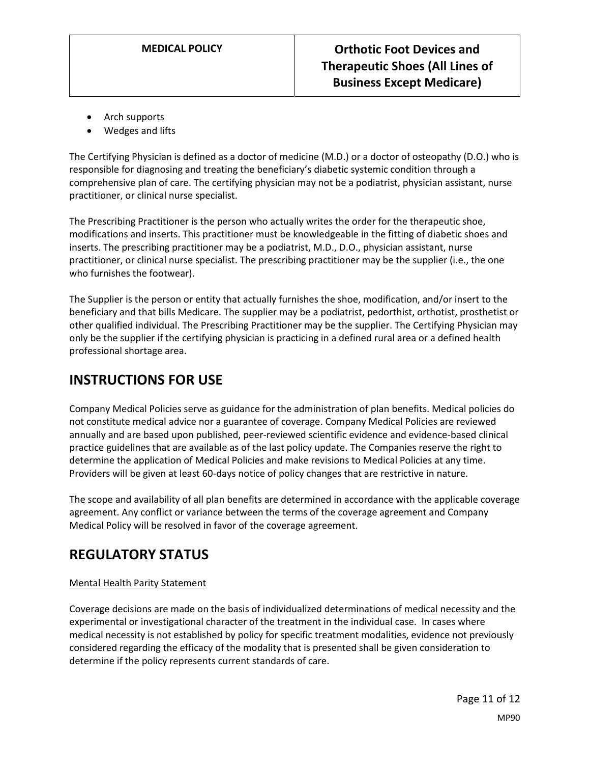- Arch supports
- Wedges and lifts

The Certifying Physician is defined as a doctor of medicine (M.D.) or a doctor of osteopathy (D.O.) who is responsible for diagnosing and treating the beneficiary's diabetic systemic condition through a comprehensive plan of care. The certifying physician may not be a podiatrist, physician assistant, nurse practitioner, or clinical nurse specialist.

The Prescribing Practitioner is the person who actually writes the order for the therapeutic shoe, modifications and inserts. This practitioner must be knowledgeable in the fitting of diabetic shoes and inserts. The prescribing practitioner may be a podiatrist, M.D., D.O., physician assistant, nurse practitioner, or clinical nurse specialist. The prescribing practitioner may be the supplier (i.e., the one who furnishes the footwear).

The Supplier is the person or entity that actually furnishes the shoe, modification, and/or insert to the beneficiary and that bills Medicare. The supplier may be a podiatrist, pedorthist, orthotist, prosthetist or other qualified individual. The Prescribing Practitioner may be the supplier. The Certifying Physician may only be the supplier if the certifying physician is practicing in a defined rural area or a defined health professional shortage area.

# INSTRUCTIONS FOR USE

Company Medical Policies serve as guidance for the administration of plan benefits. Medical policies do not constitute medical advice nor a guarantee of coverage. Company Medical Policies are reviewed annually and are based upon published, peer-reviewed scientific evidence and evidence-based clinical practice guidelines that are available as of the last policy update. The Companies reserve the right to determine the application of Medical Policies and make revisions to Medical Policies at any time. Providers will be given at least 60-days notice of policy changes that are restrictive in nature.

The scope and availability of all plan benefits are determined in accordance with the applicable coverage agreement. Any conflict or variance between the terms of the coverage agreement and Company Medical Policy will be resolved in favor of the coverage agreement.

# REGULATORY STATUS

Mental Health Parity Statement

Coverage decisions are made on the basis of individualized determinations of medical necessity and the experimental or investigational character of the treatment in the individual case. In cases where medical necessity is not established by policy for specific treatment modalities, evidence not previously considered regarding the efficacy of the modality that is presented shall be given consideration to determine if the policy represents current standards of care.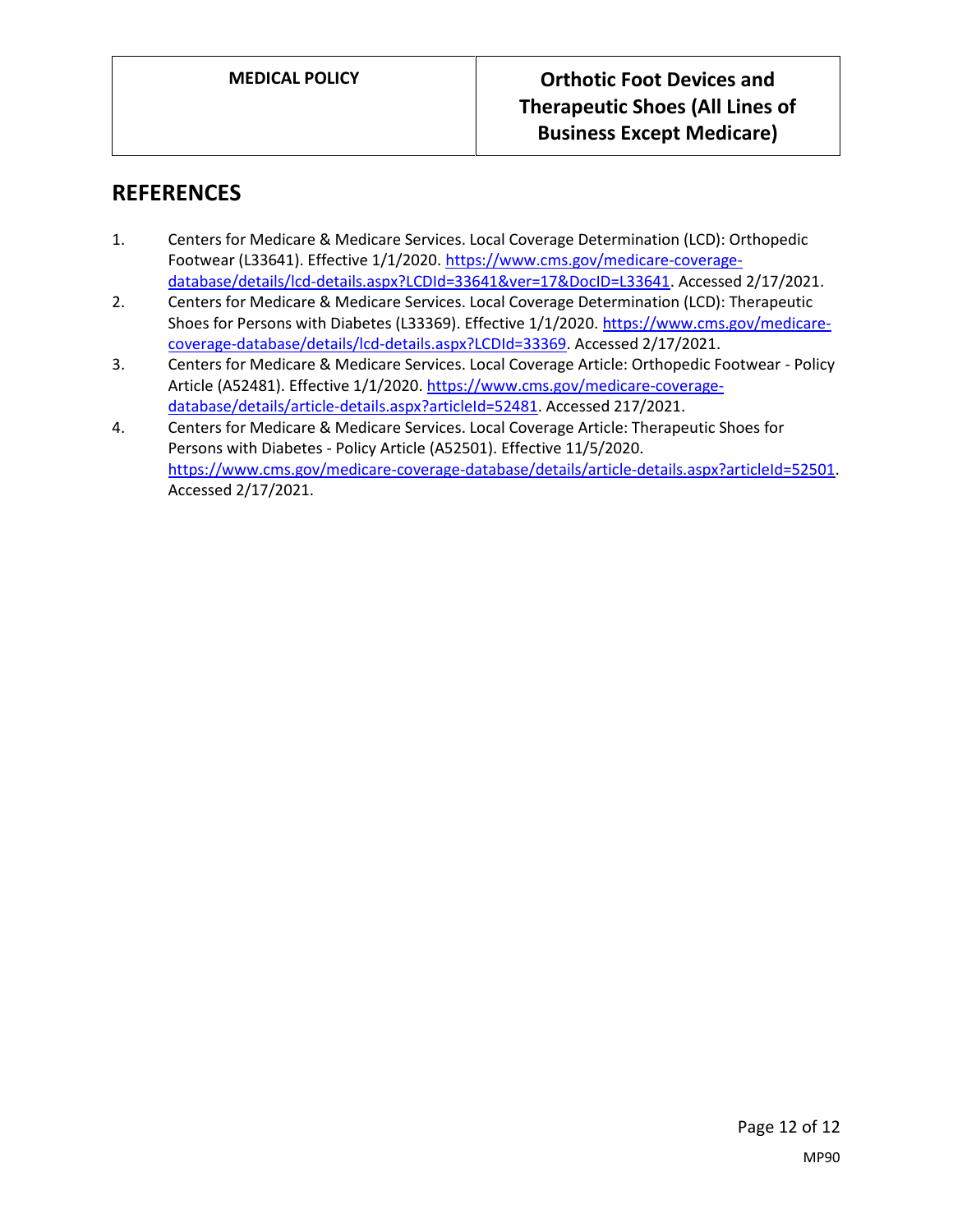## REFERENCES

1. Centers for Medicare & Medicare Services. Local Coverage Determination (LCD): Orthopedic Footwear (L33641). Effective 1/1/2020. https://www.cms.gov/medicare-coverage-database/details/lcd-details.aspx?LCDId=33641&ver=17&DocID=L33641. Accessed 2/17/2021.
2. Centers for Medicare & Medicare Services. Local Coverage Determination (LCD): Therapeutic Shoes for Persons with Diabetes (L33369). Effective 1/1/2020. https://www.cms.gov/medicare-coverage-database/details/lcd-details.aspx?LCDId=33369. Accessed 2/17/2021.
3. Centers for Medicare & Medicare Services. Local Coverage Article: Orthopedic Footwear - Policy Article (A52481). Effective 1/1/2020. https://www.cms.gov/medicare-coverage-database/details/article-details.aspx?articleId=52481. Accessed 217/2021.
4. Centers for Medicare & Medicare Services. Local Coverage Article: Therapeutic Shoes for Persons with Diabetes - Policy Article (A52501). Effective 11/5/2020. https://www.cms.gov/medicare-coverage-database/details/article-details.aspx?articleId=52501. Accessed 2/17/2021.